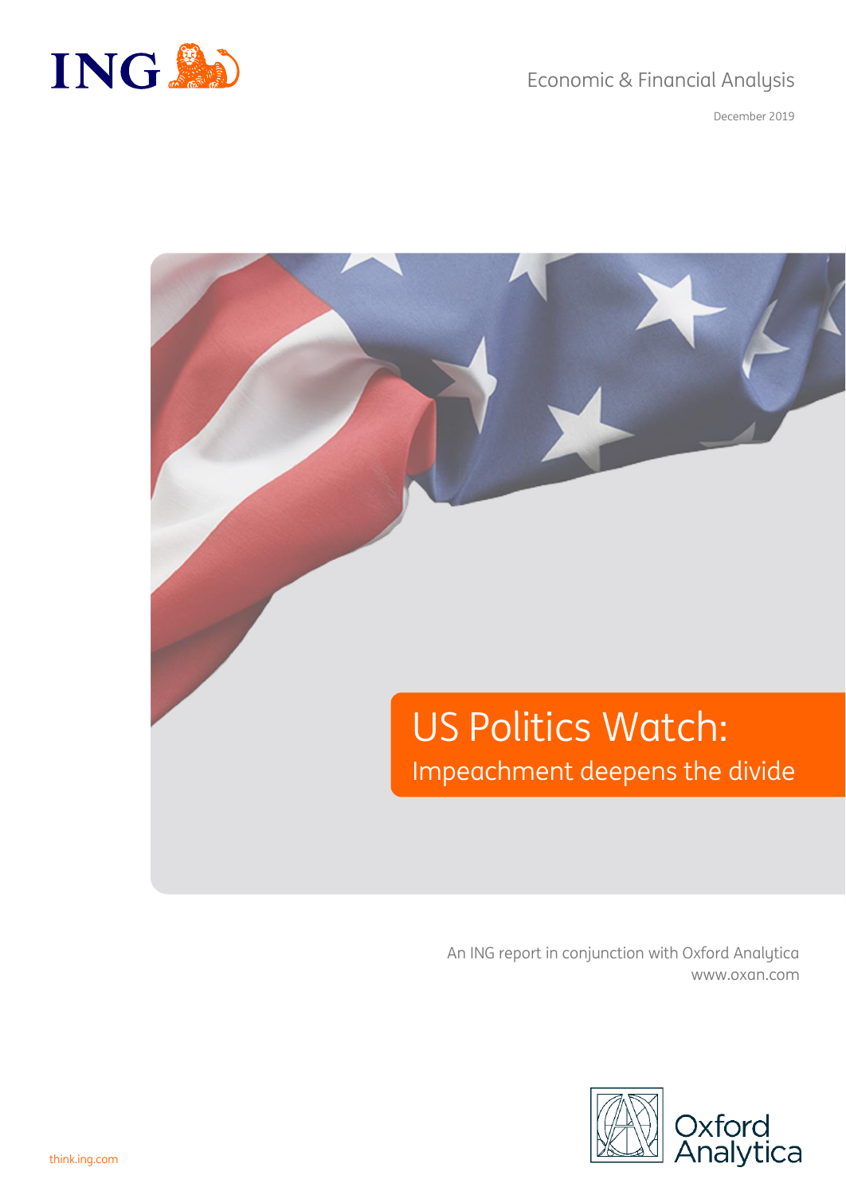ING

Economic & Financial Analysis

December 2019

# US Politics Watch:

## Impeachment deepens the divide

An ING report in conjunction with Oxford Analytica
www.oxan.com

Oxford Analytica

think.ing.com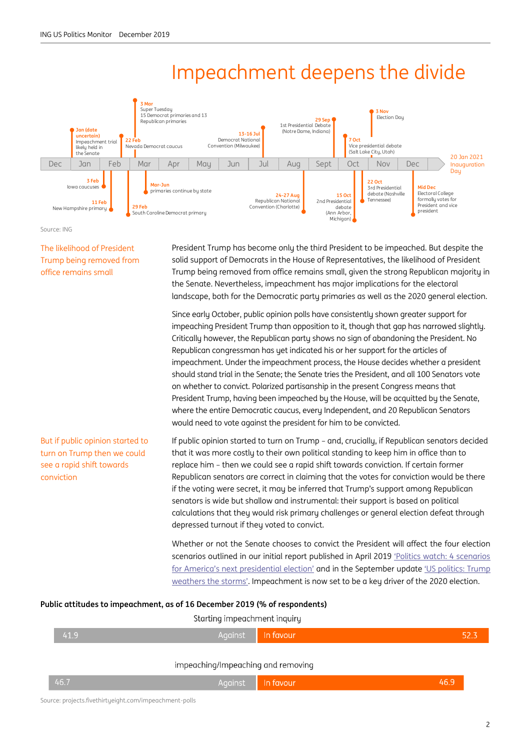# Impeachment deepens the divide

| Date | Event |
|---|---|
| Jan (date uncertain) | Impeachment trial likely held in the Senate |
| 3 Feb | Iowa caucuses |
| 11 Feb | New Hampshire primary |
| 22 Feb | Nevada Democrat caucus |
| 29 Feb | South Caroline Democrat primary |
| 3 Mar | Super Tuesday: 15 Democrat primaries and 13 Republican primaries |
| Mar-Jun | primaries continue by state |
| 13-16 Jul | Democrat National Convention (Milwaukee) |
| 24-27 Aug | Republican National Convention (Charlotte) |
| 29 Sep | 1st Presidential Debate (Notre Dame, Indiana) |
| 7 Oct | Vice presidential debate (Salt Lake City, Utah) |
| 15 Oct | 2nd Presidential debate (Ann Arbor, Michigan) |
| 22 Oct | 3rd Presidential debate (Nashville Tennessee) |
| 3 Nov | Election Day |
| Mid Dec | Electoral College formally votes for President and vice president |
| 20 Jan 2021 | Inauguration Day |

Source: ING

*The likelihood of President Trump being removed from office remains small*

President Trump has become only the third President to be impeached. But despite the solid support of Democrats in the House of Representatives, the likelihood of President Trump being removed from office remains small, given the strong Republican majority in the Senate. Nevertheless, impeachment has major implications for the electoral landscape, both for the Democratic party primaries as well as the 2020 general election.

Since early October, public opinion polls have consistently shown greater support for impeaching President Trump than opposition to it, though that gap has narrowed slightly. Critically however, the Republican party shows no sign of abandoning the President. No Republican congressman has yet indicated his or her support for the articles of impeachment. Under the impeachment process, the House decides whether a president should stand trial in the Senate; the Senate tries the President, and all 100 Senators vote on whether to convict. Polarized partisanship in the present Congress means that President Trump, having been impeached by the House, will be acquitted by the Senate, where the entire Democratic caucus, every Independent, and 20 Republican Senators would need to vote against the president for him to be convicted.

*But if public opinion started to turn on Trump then we could see a rapid shift towards conviction*

If public opinion started to turn on Trump – and, crucially, if Republican senators decided that it was more costly to their own political standing to keep him in office than to replace him – then we could see a rapid shift towards conviction. If certain former Republican senators are correct in claiming that the votes for conviction would be there if the voting were secret, it may be inferred that Trump's support among Republican senators is wide but shallow and instrumental: their support is based on political calculations that they would risk primary challenges or general election defeat through depressed turnout if they voted to convict.

Whether or not the Senate chooses to convict the President will affect the four election scenarios outlined in our initial report published in April 2019 'Politics watch: 4 scenarios for America's next presidential election' and in the September update 'US politics: Trump weathers the storms'. Impeachment is now set to be a key driver of the 2020 election.

**Public attitudes to impeachment, as of 16 December 2019 (% of respondents)**

| | Against | In favour |
|---|---|---|
| Starting impeachment inquiry | 41.9 | 52.3 |
| impeaching/Impeaching and removing | 46.7 | 46.9 |

Source: projects.fivethirtyeight.com/impeachment-polls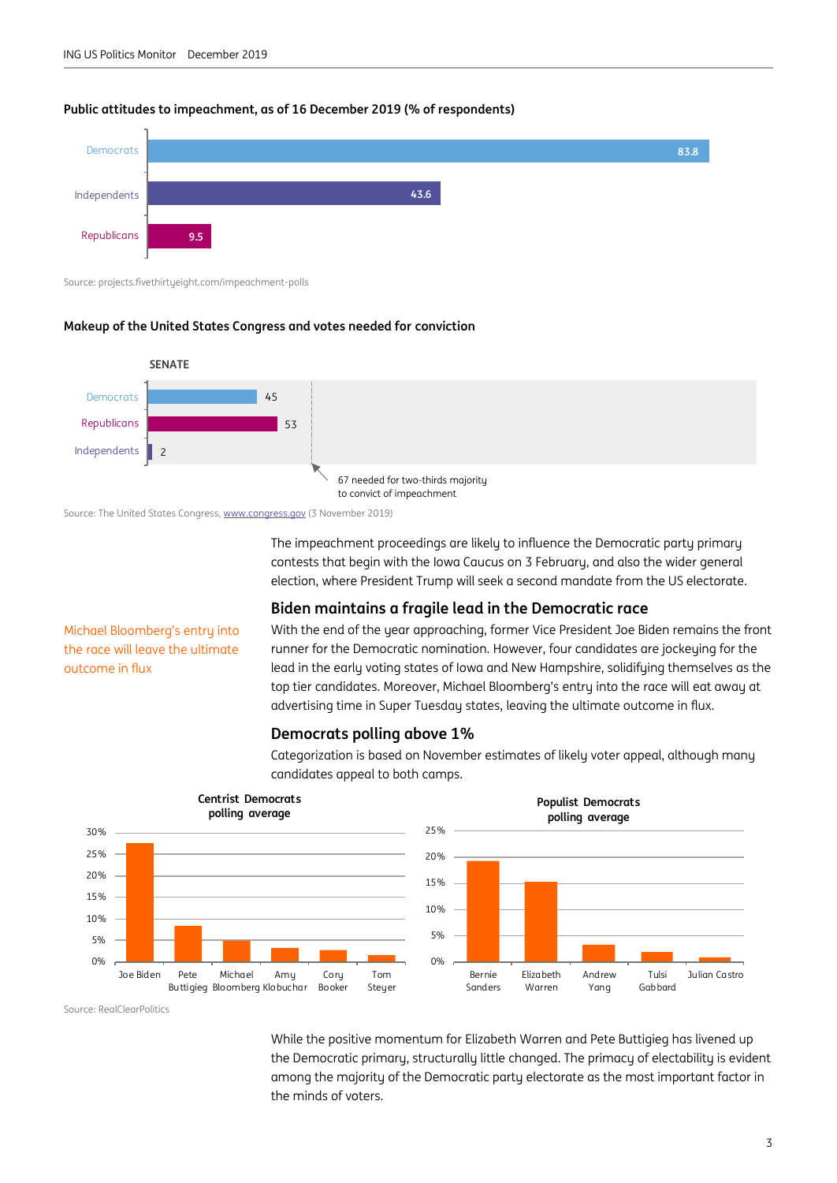**Public attitudes to impeachment, as of 16 December 2019 (% of respondents)**

| Group | % |
|---|---|
| Democrats | 83.8 |
| Independents | 43.6 |
| Republicans | 9.5 |

Source: projects.fivethirtyeight.com/impeachment-polls

**Makeup of the United States Congress and votes needed for conviction**

SENATE

| Party | Seats |
|---|---|
| Democrats | 45 |
| Republicans | 53 |
| Independents | 2 |

67 needed for two-thirds majority to convict of impeachment

Source: The United States Congress, www.congress.gov (3 November 2019)

The impeachment proceedings are likely to influence the Democratic party primary contests that begin with the Iowa Caucus on 3 February, and also the wider general election, where President Trump will seek a second mandate from the US electorate.

## Biden maintains a fragile lead in the Democratic race

Michael Bloomberg's entry into the race will leave the ultimate outcome in flux

With the end of the year approaching, former Vice President Joe Biden remains the front runner for the Democratic nomination. However, four candidates are jockeying for the lead in the early voting states of Iowa and New Hampshire, solidifying themselves as the top tier candidates. Moreover, Michael Bloomberg's entry into the race will eat away at advertising time in Super Tuesday states, leaving the ultimate outcome in flux.

## Democrats polling above 1%

Categorization is based on November estimates of likely voter appeal, although many candidates appeal to both camps.

**Centrist Democrats polling average**

Joe Biden, Pete Buttigieg, Michael Bloomberg, Amy Klobuchar, Cory Booker, Tom Steyer

**Populist Democrats polling average**

Bernie Sanders, Elizabeth Warren, Andrew Yang, Tulsi Gabbard, Julian Castro

Source: RealClearPolitics

While the positive momentum for Elizabeth Warren and Pete Buttigieg has livened up the Democratic primary, structurally little changed. The primacy of electability is evident among the majority of the Democratic party electorate as the most important factor in the minds of voters.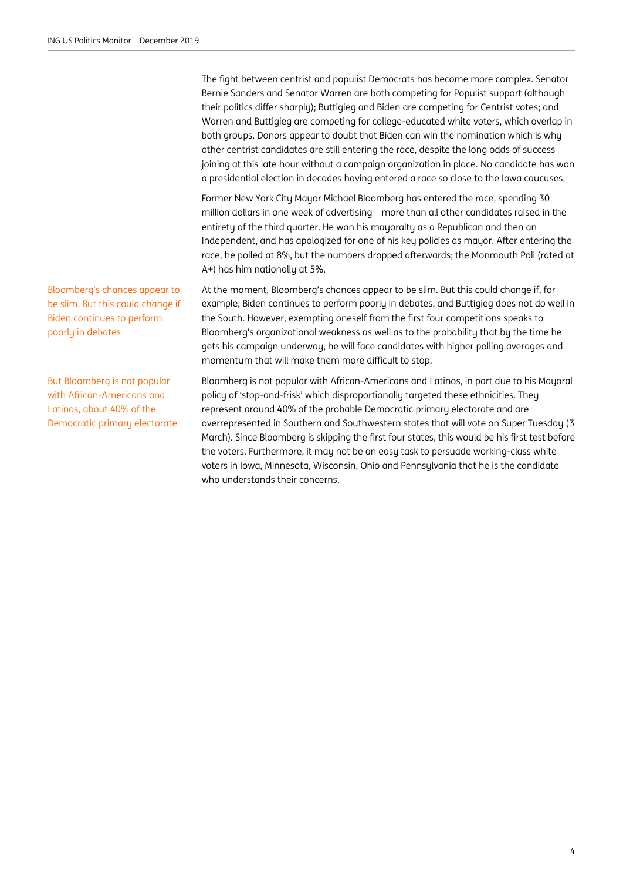The fight between centrist and populist Democrats has become more complex. Senator Bernie Sanders and Senator Warren are both competing for Populist support (although their politics differ sharply); Buttigieg and Biden are competing for Centrist votes; and Warren and Buttigieg are competing for college-educated white voters, which overlap in both groups. Donors appear to doubt that Biden can win the nomination which is why other centrist candidates are still entering the race, despite the long odds of success joining at this late hour without a campaign organization in place. No candidate has won a presidential election in decades having entered a race so close to the Iowa caucuses.

Former New York City Mayor Michael Bloomberg has entered the race, spending 30 million dollars in one week of advertising – more than all other candidates raised in the entirety of the third quarter. He won his mayoralty as a Republican and then an Independent, and has apologized for one of his key policies as mayor. After entering the race, he polled at 8%, but the numbers dropped afterwards; the Monmouth Poll (rated at A+) has him nationally at 5%.

*Bloomberg's chances appear to be slim. But this could change if Biden continues to perform poorly in debates*

At the moment, Bloomberg's chances appear to be slim. But this could change if, for example, Biden continues to perform poorly in debates, and Buttigieg does not do well in the South. However, exempting oneself from the first four competitions speaks to Bloomberg's organizational weakness as well as to the probability that by the time he gets his campaign underway, he will face candidates with higher polling averages and momentum that will make them more difficult to stop.

*But Bloomberg is not popular with African-Americans and Latinos, about 40% of the Democratic primary electorate*

Bloomberg is not popular with African-Americans and Latinos, in part due to his Mayoral policy of 'stop-and-frisk' which disproportionally targeted these ethnicities. They represent around 40% of the probable Democratic primary electorate and are overrepresented in Southern and Southwestern states that will vote on Super Tuesday (3 March). Since Bloomberg is skipping the first four states, this would be his first test before the voters. Furthermore, it may not be an easy task to persuade working-class white voters in Iowa, Minnesota, Wisconsin, Ohio and Pennsylvania that he is the candidate who understands their concerns.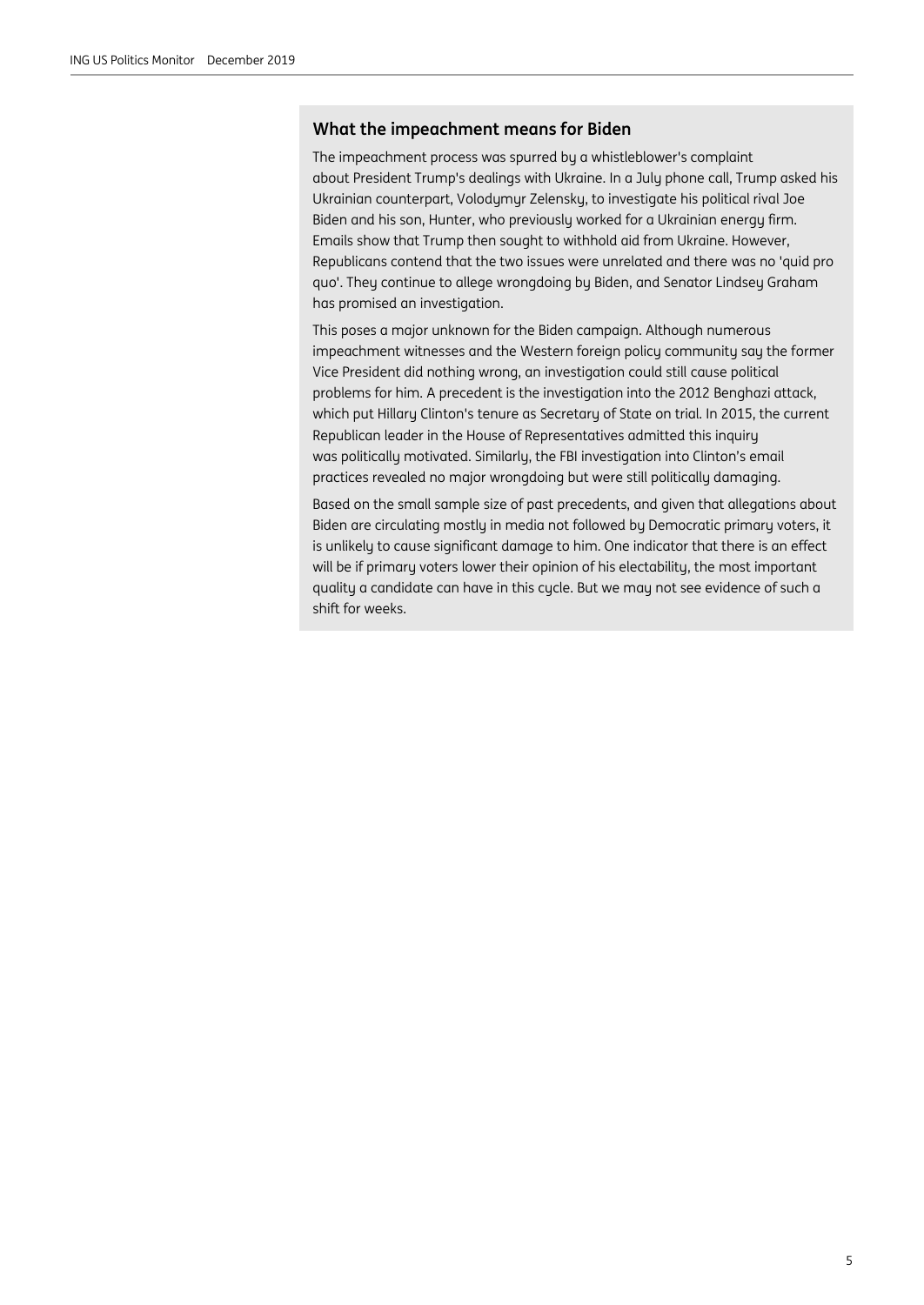### What the impeachment means for Biden

The impeachment process was spurred by a whistleblower's complaint about President Trump's dealings with Ukraine. In a July phone call, Trump asked his Ukrainian counterpart, Volodymyr Zelensky, to investigate his political rival Joe Biden and his son, Hunter, who previously worked for a Ukrainian energy firm. Emails show that Trump then sought to withhold aid from Ukraine. However, Republicans contend that the two issues were unrelated and there was no 'quid pro quo'. They continue to allege wrongdoing by Biden, and Senator Lindsey Graham has promised an investigation.

This poses a major unknown for the Biden campaign. Although numerous impeachment witnesses and the Western foreign policy community say the former Vice President did nothing wrong, an investigation could still cause political problems for him. A precedent is the investigation into the 2012 Benghazi attack, which put Hillary Clinton's tenure as Secretary of State on trial. In 2015, the current Republican leader in the House of Representatives admitted this inquiry was politically motivated. Similarly, the FBI investigation into Clinton's email practices revealed no major wrongdoing but were still politically damaging.

Based on the small sample size of past precedents, and given that allegations about Biden are circulating mostly in media not followed by Democratic primary voters, it is unlikely to cause significant damage to him. One indicator that there is an effect will be if primary voters lower their opinion of his electability, the most important quality a candidate can have in this cycle. But we may not see evidence of such a shift for weeks.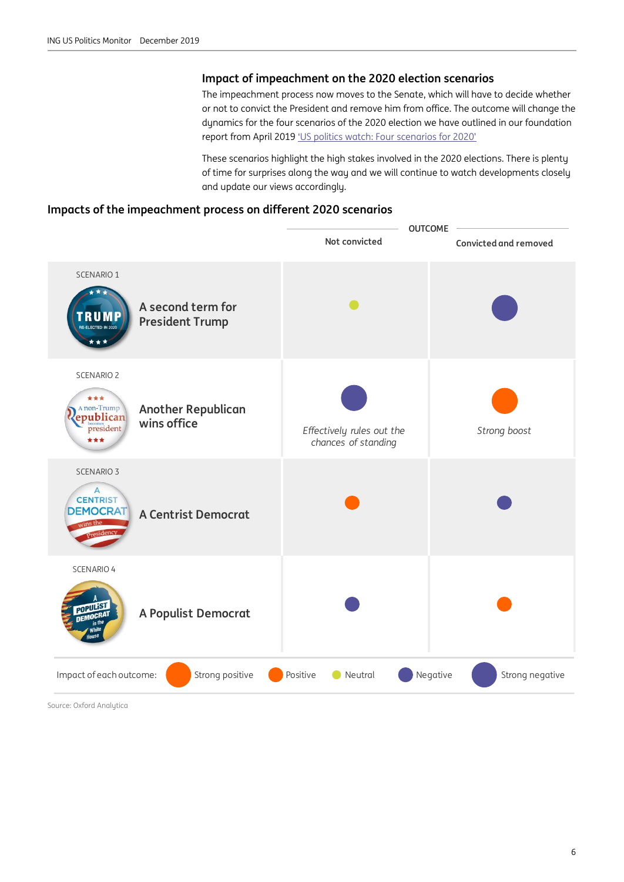## Impact of impeachment on the 2020 election scenarios

The impeachment process now moves to the Senate, which will have to decide whether or not to convict the President and remove him from office. The outcome will change the dynamics for the four scenarios of the 2020 election we have outlined in our foundation report from April 2019 'US politics watch: Four scenarios for 2020'

These scenarios highlight the high stakes involved in the 2020 elections. There is plenty of time for surprises along the way and we will continue to watch developments closely and update our views accordingly.

### Impacts of the impeachment process on different 2020 scenarios

| | OUTCOME | |
|---|---|---|
| | Not convicted | Convicted and removed |
| SCENARIO 1 – A second term for President Trump | Neutral | Strong negative |
| SCENARIO 2 – Another Republican wins office | Strong negative *Effectively rules out the chances of standing* | Strong positive *Strong boost* |
| SCENARIO 3 – A Centrist Democrat | Positive | Negative |
| SCENARIO 4 – A Populist Democrat | Negative | Positive |

Impact of each outcome: Strong positive, Positive, Neutral, Negative, Strong negative

Source: Oxford Analytica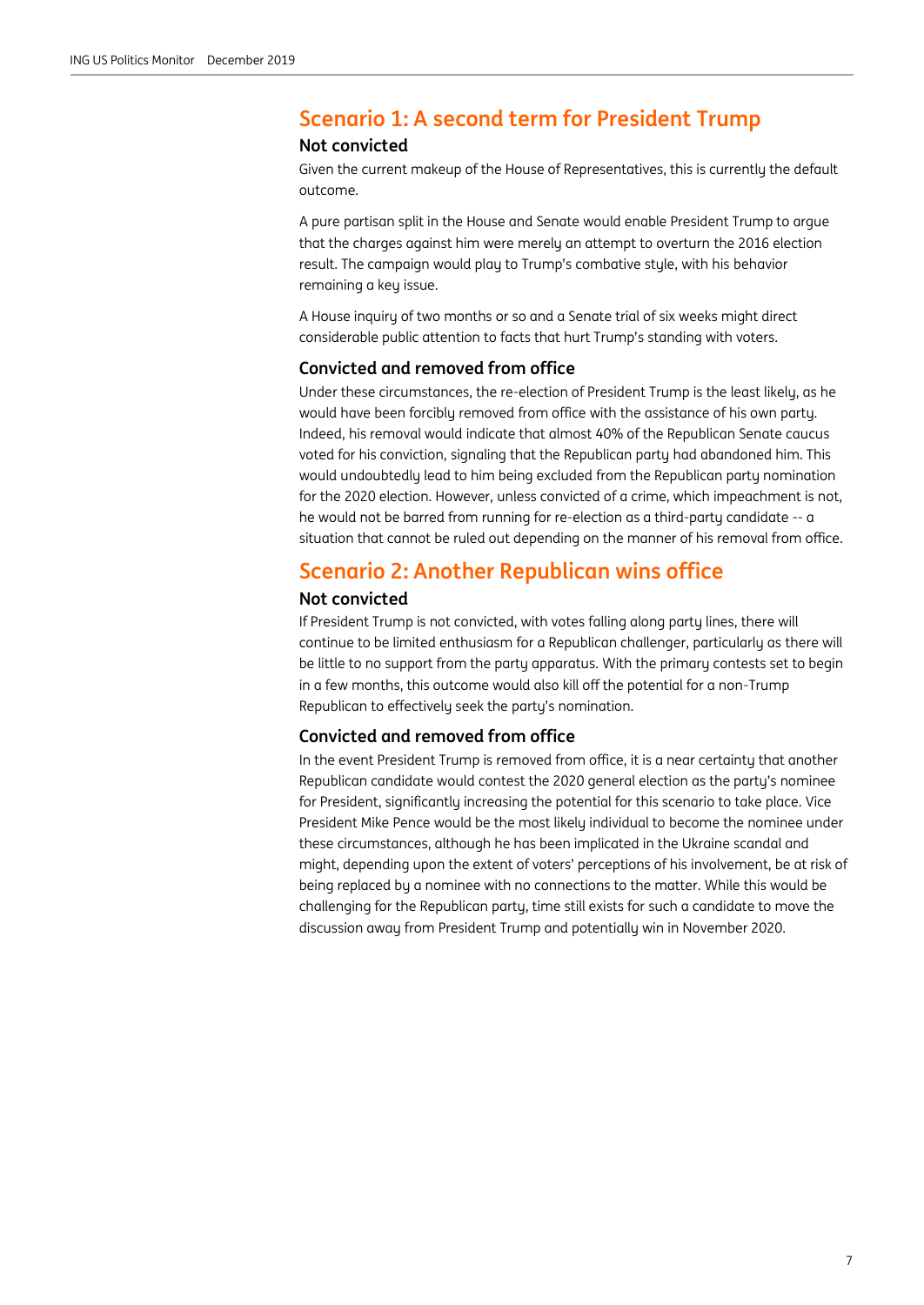## Scenario 1: A second term for President Trump

### Not convicted

Given the current makeup of the House of Representatives, this is currently the default outcome.

A pure partisan split in the House and Senate would enable President Trump to argue that the charges against him were merely an attempt to overturn the 2016 election result. The campaign would play to Trump's combative style, with his behavior remaining a key issue.

A House inquiry of two months or so and a Senate trial of six weeks might direct considerable public attention to facts that hurt Trump's standing with voters.

### Convicted and removed from office

Under these circumstances, the re-election of President Trump is the least likely, as he would have been forcibly removed from office with the assistance of his own party. Indeed, his removal would indicate that almost 40% of the Republican Senate caucus voted for his conviction, signaling that the Republican party had abandoned him. This would undoubtedly lead to him being excluded from the Republican party nomination for the 2020 election. However, unless convicted of a crime, which impeachment is not, he would not be barred from running for re-election as a third-party candidate -- a situation that cannot be ruled out depending on the manner of his removal from office.

## Scenario 2: Another Republican wins office

### Not convicted

If President Trump is not convicted, with votes falling along party lines, there will continue to be limited enthusiasm for a Republican challenger, particularly as there will be little to no support from the party apparatus. With the primary contests set to begin in a few months, this outcome would also kill off the potential for a non-Trump Republican to effectively seek the party's nomination.

### Convicted and removed from office

In the event President Trump is removed from office, it is a near certainty that another Republican candidate would contest the 2020 general election as the party's nominee for President, significantly increasing the potential for this scenario to take place. Vice President Mike Pence would be the most likely individual to become the nominee under these circumstances, although he has been implicated in the Ukraine scandal and might, depending upon the extent of voters' perceptions of his involvement, be at risk of being replaced by a nominee with no connections to the matter. While this would be challenging for the Republican party, time still exists for such a candidate to move the discussion away from President Trump and potentially win in November 2020.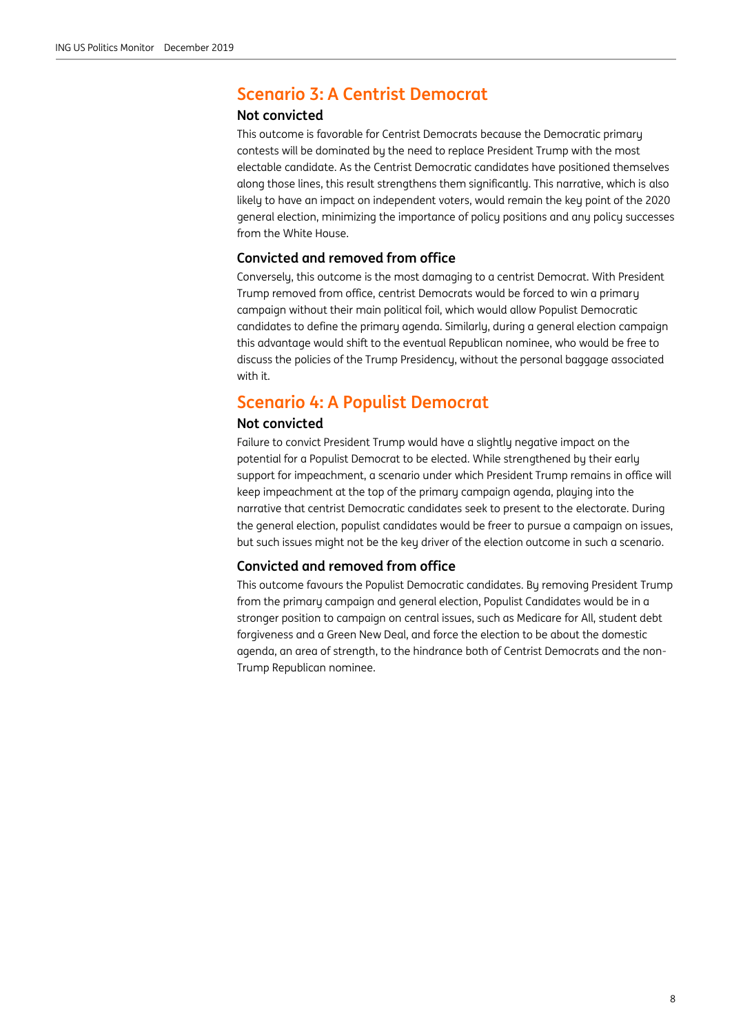## Scenario 3: A Centrist Democrat

### Not convicted

This outcome is favorable for Centrist Democrats because the Democratic primary contests will be dominated by the need to replace President Trump with the most electable candidate. As the Centrist Democratic candidates have positioned themselves along those lines, this result strengthens them significantly. This narrative, which is also likely to have an impact on independent voters, would remain the key point of the 2020 general election, minimizing the importance of policy positions and any policy successes from the White House.

### Convicted and removed from office

Conversely, this outcome is the most damaging to a centrist Democrat. With President Trump removed from office, centrist Democrats would be forced to win a primary campaign without their main political foil, which would allow Populist Democratic candidates to define the primary agenda. Similarly, during a general election campaign this advantage would shift to the eventual Republican nominee, who would be free to discuss the policies of the Trump Presidency, without the personal baggage associated with it.

## Scenario 4: A Populist Democrat

### Not convicted

Failure to convict President Trump would have a slightly negative impact on the potential for a Populist Democrat to be elected. While strengthened by their early support for impeachment, a scenario under which President Trump remains in office will keep impeachment at the top of the primary campaign agenda, playing into the narrative that centrist Democratic candidates seek to present to the electorate. During the general election, populist candidates would be freer to pursue a campaign on issues, but such issues might not be the key driver of the election outcome in such a scenario.

### Convicted and removed from office

This outcome favours the Populist Democratic candidates. By removing President Trump from the primary campaign and general election, Populist Candidates would be in a stronger position to campaign on central issues, such as Medicare for All, student debt forgiveness and a Green New Deal, and force the election to be about the domestic agenda, an area of strength, to the hindrance both of Centrist Democrats and the non-Trump Republican nominee.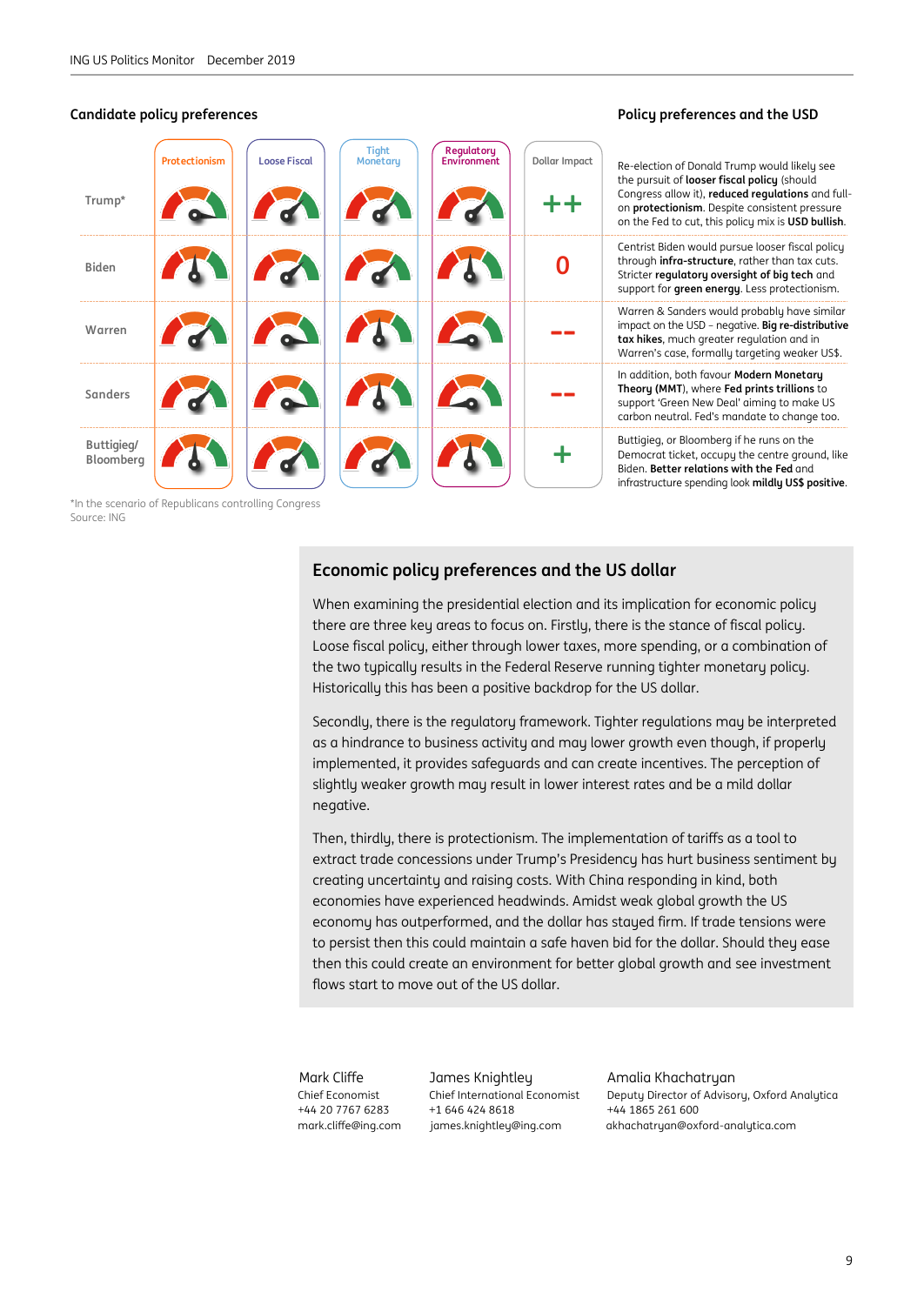### Candidate policy preferences

Protectionism
Loose Fiscal
Tight Monetary
Regulatory Environment
Dollar Impact

Trump* ++
Biden 0
Warren --
Sanders --
Buttigieg/ Bloomberg +

*In the scenario of Republicans controlling Congress
Source: ING

### Policy preferences and the USD

Re-election of Donald Trump would likely see the pursuit of **looser fiscal policy** (should Congress allow it), **reduced regulations** and full-on **protectionism**. Despite consistent pressure on the Fed to cut, this policy mix is **USD bullish**.

Centrist Biden would pursue looser fiscal policy through **infra-structure**, rather than tax cuts. Stricter **regulatory oversight of big tech** and support for **green energy**. Less protectionism.

Warren & Sanders would probably have similar impact on the USD – negative. **Big re-distributive tax hikes**, much greater regulation and in Warren's case, formally targeting weaker US$.

In addition, both favour **Modern Monetary Theory** (**MMT**), where **Fed prints trillions** to support 'Green New Deal' aiming to make US carbon neutral. Fed's mandate to change too.

Buttigieg, or Bloomberg if he runs on the Democrat ticket, occupy the centre ground, like Biden. **Better relations with the Fed** and infrastructure spending look **mildly US$ positive**.

## Economic policy preferences and the US dollar

When examining the presidential election and its implication for economic policy there are three key areas to focus on. Firstly, there is the stance of fiscal policy. Loose fiscal policy, either through lower taxes, more spending, or a combination of the two typically results in the Federal Reserve running tighter monetary policy. Historically this has been a positive backdrop for the US dollar.

Secondly, there is the regulatory framework. Tighter regulations may be interpreted as a hindrance to business activity and may lower growth even though, if properly implemented, it provides safeguards and can create incentives. The perception of slightly weaker growth may result in lower interest rates and be a mild dollar negative.

Then, thirdly, there is protectionism. The implementation of tariffs as a tool to extract trade concessions under Trump's Presidency has hurt business sentiment by creating uncertainty and raising costs. With China responding in kind, both economies have experienced headwinds. Amidst weak global growth the US economy has outperformed, and the dollar has stayed firm. If trade tensions were to persist then this could maintain a safe haven bid for the dollar. Should they ease then this could create an environment for better global growth and see investment flows start to move out of the US dollar.

Mark Cliffe
Chief Economist
+44 20 7767 6283
mark.cliffe@ing.com

James Knightley
Chief International Economist
+1 646 424 8618
james.knightley@ing.com

Amalia Khachatryan
Deputy Director of Advisory, Oxford Analytica
+44 1865 261 600
akhachatryan@oxford-analytica.com